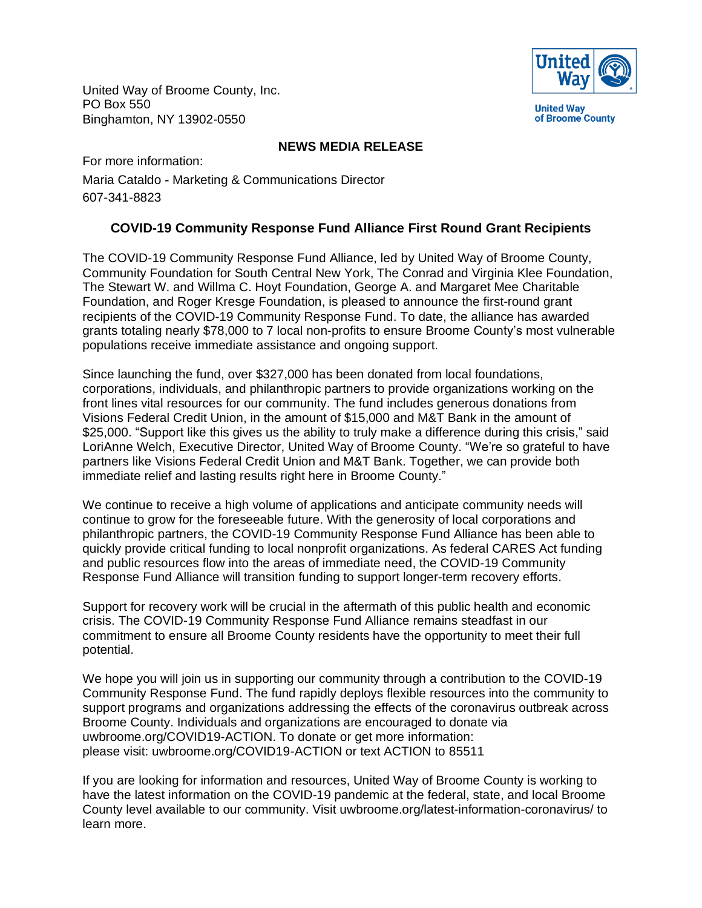United Way of Broome County, Inc.
PO Box 550
Binghamton, NY 13902-0550

United Way of Broome County

**NEWS MEDIA RELEASE**

For more information:
Maria Cataldo - Marketing & Communications Director
607-341-8823

## COVID-19 Community Response Fund Alliance First Round Grant Recipients

The COVID-19 Community Response Fund Alliance, led by United Way of Broome County, Community Foundation for South Central New York, The Conrad and Virginia Klee Foundation, The Stewart W. and Willma C. Hoyt Foundation, George A. and Margaret Mee Charitable Foundation, and Roger Kresge Foundation, is pleased to announce the first-round grant recipients of the COVID-19 Community Response Fund. To date, the alliance has awarded grants totaling nearly $78,000 to 7 local non-profits to ensure Broome County's most vulnerable populations receive immediate assistance and ongoing support.

Since launching the fund, over $327,000 has been donated from local foundations, corporations, individuals, and philanthropic partners to provide organizations working on the front lines vital resources for our community. The fund includes generous donations from Visions Federal Credit Union, in the amount of $15,000 and M&T Bank in the amount of $25,000. "Support like this gives us the ability to truly make a difference during this crisis," said LoriAnne Welch, Executive Director, United Way of Broome County. "We're so grateful to have partners like Visions Federal Credit Union and M&T Bank. Together, we can provide both immediate relief and lasting results right here in Broome County."

We continue to receive a high volume of applications and anticipate community needs will continue to grow for the foreseeable future. With the generosity of local corporations and philanthropic partners, the COVID-19 Community Response Fund Alliance has been able to quickly provide critical funding to local nonprofit organizations. As federal CARES Act funding and public resources flow into the areas of immediate need, the COVID-19 Community Response Fund Alliance will transition funding to support longer-term recovery efforts.

Support for recovery work will be crucial in the aftermath of this public health and economic crisis. The COVID-19 Community Response Fund Alliance remains steadfast in our commitment to ensure all Broome County residents have the opportunity to meet their full potential.

We hope you will join us in supporting our community through a contribution to the COVID-19 Community Response Fund. The fund rapidly deploys flexible resources into the community to support programs and organizations addressing the effects of the coronavirus outbreak across Broome County. Individuals and organizations are encouraged to donate via uwbroome.org/COVID19-ACTION. To donate or get more information: please visit: uwbroome.org/COVID19-ACTION or text ACTION to 85511

If you are looking for information and resources, United Way of Broome County is working to have the latest information on the COVID-19 pandemic at the federal, state, and local Broome County level available to our community. Visit uwbroome.org/latest-information-coronavirus/ to learn more.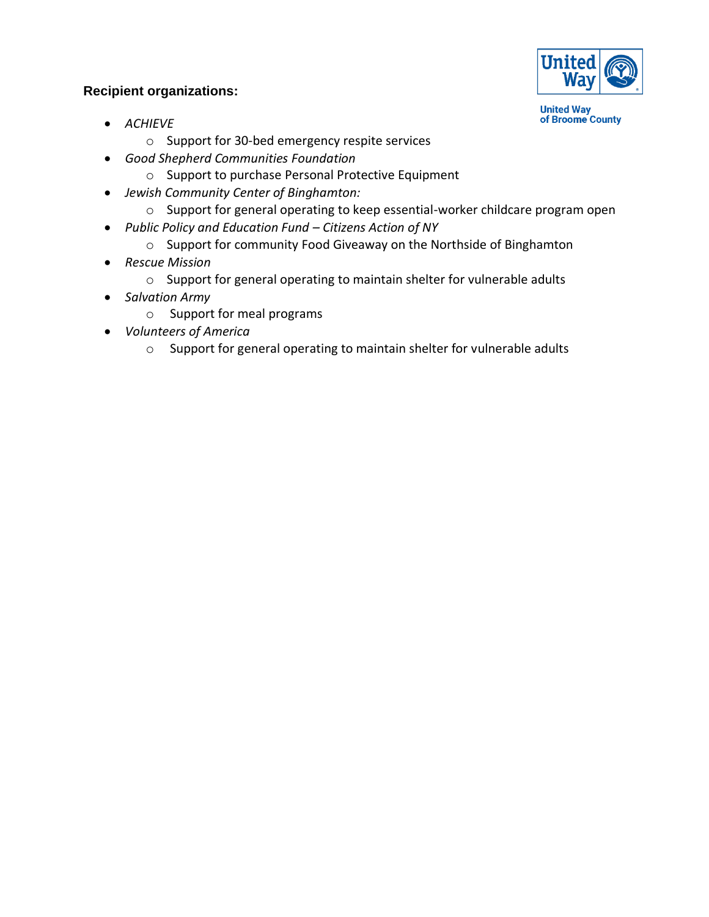**Recipient organizations:**

- *ACHIEVE*
  - Support for 30-bed emergency respite services
- *Good Shepherd Communities Foundation*
  - Support to purchase Personal Protective Equipment
- *Jewish Community Center of Binghamton:*
  - Support for general operating to keep essential-worker childcare program open
- *Public Policy and Education Fund – Citizens Action of NY*
  - Support for community Food Giveaway on the Northside of Binghamton
- *Rescue Mission*
  - Support for general operating to maintain shelter for vulnerable adults
- *Salvation Army*
  - Support for meal programs
- *Volunteers of America*
  - Support for general operating to maintain shelter for vulnerable adults